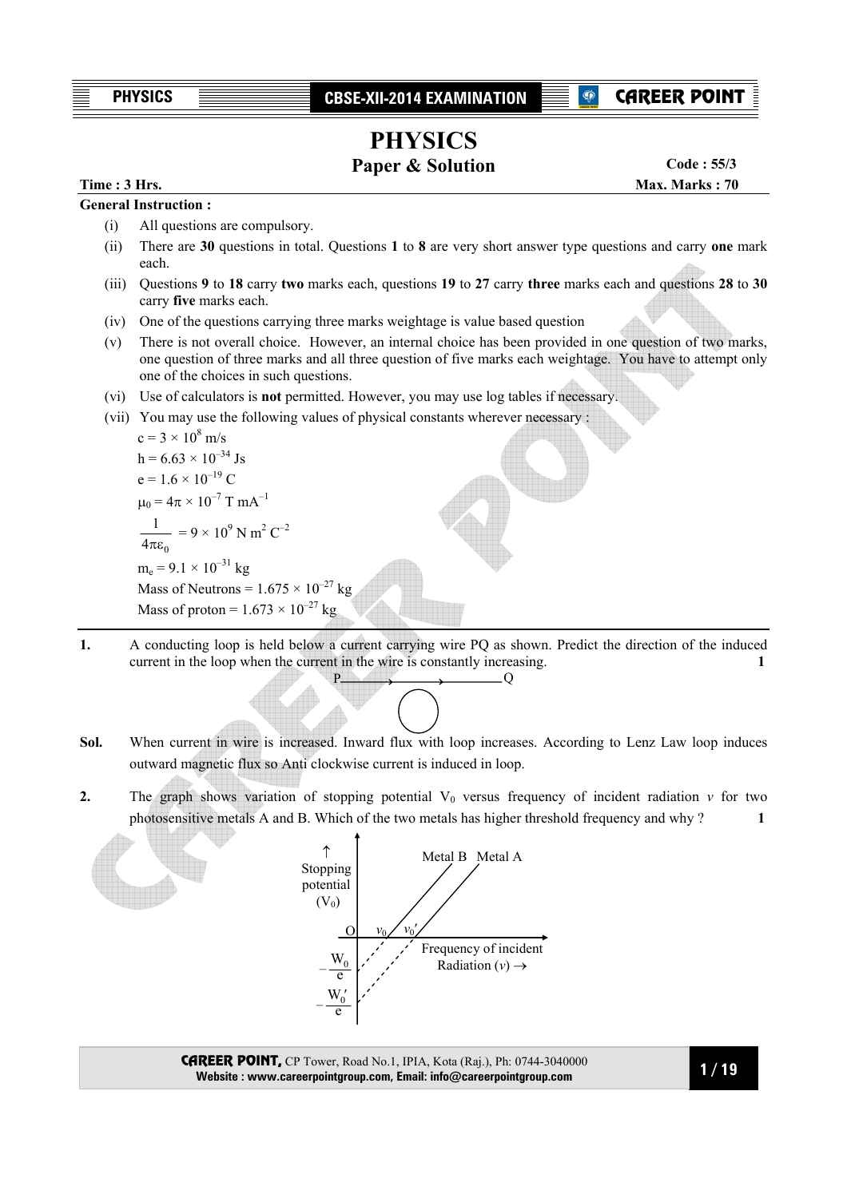# PHYSICS

## Paper & Solution

**Code : 55/3**

**Time : 3 Hrs.** **Max. Marks : 70**

**General Instruction :**

(i) All questions are compulsory.

(ii) There are **30** questions in total. Questions **1** to **8** are very short answer type questions and carry **one** mark each.

(iii) Questions **9** to **18** carry **two** marks each, questions **19** to **27** carry **three** marks each and questions **28** to **30** carry **five** marks each.

(iv) One of the questions carrying three marks weightage is value based question

(v) There is not overall choice. However, an internal choice has been provided in one question of two marks, one question of three marks and all three question of five marks each weightage. You have to attempt only one of the choices in such questions.

(vi) Use of calculators is **not** permitted. However, you may use log tables if necessary.

(vii) You may use the following values of physical constants wherever necessary :

$c = 3 \times 10^8$ m/s

$h = 6.63 \times 10^{-34}$ Js

$e = 1.6 \times 10^{-19}$ C

$\mu_0 = 4\pi \times 10^{-7}$ T mA$^{-1}$

$\frac{1}{4\pi\varepsilon_0} = 9 \times 10^9$ N m$^2$ C$^{-2}$

$m_e = 9.1 \times 10^{-31}$ kg

Mass of Neutrons = $1.675 \times 10^{-27}$ kg

Mass of proton = $1.673 \times 10^{-27}$ kg

---

**1.** A conducting loop is held below a current carrying wire PQ as shown. Predict the direction of the induced current in the loop when the current in the wire is constantly increasing. **1**

**Sol.** When current in wire is increased. Inward flux with loop increases. According to Lenz Law loop induces outward magnetic flux so Anti clockwise current is induced in loop.

**2.** The graph shows variation of stopping potential $V_0$ versus frequency of incident radiation $v$ for two photosensitive metals A and B. Which of the two metals has higher threshold frequency and why ? **1**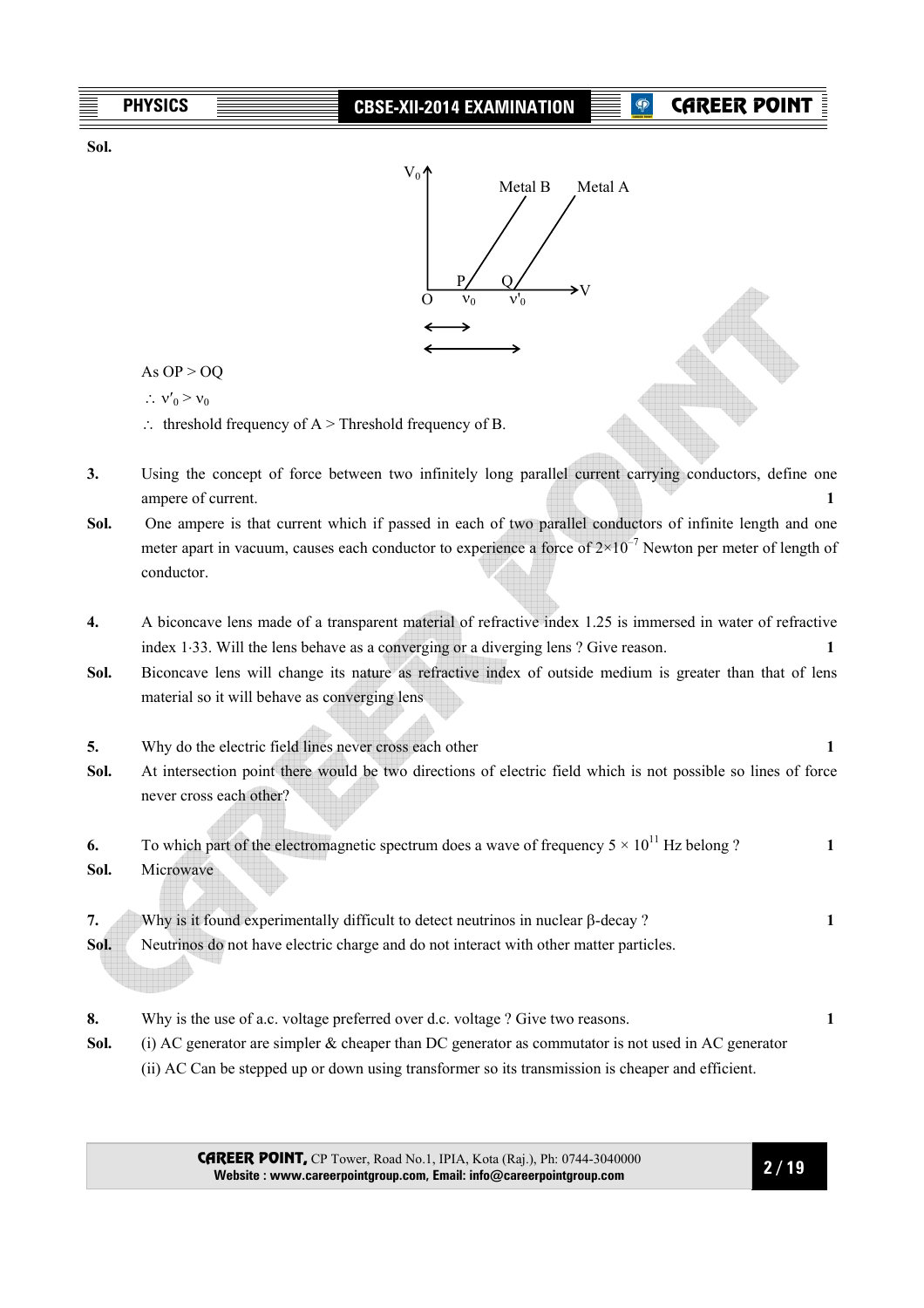**Sol.**

As OP > OQ

$\therefore \nu'_0 > \nu_0$

$\therefore$ threshold frequency of A > Threshold frequency of B.

**3.** Using the concept of force between two infinitely long parallel current carrying conductors, define one ampere of current. **1**

**Sol.** One ampere is that current which if passed in each of two parallel conductors of infinite length and one meter apart in vacuum, causes each conductor to experience a force of $2\times10^{-7}$ Newton per meter of length of conductor.

**4.** A biconcave lens made of a transparent material of refractive index 1.25 is immersed in water of refractive index 1·33. Will the lens behave as a converging or a diverging lens ? Give reason. **1**

**Sol.** Biconcave lens will change its nature as refractive index of outside medium is greater than that of lens material so it will behave as converging lens

**5.** Why do the electric field lines never cross each other **1**

**Sol.** At intersection point there would be two directions of electric field which is not possible so lines of force never cross each other?

**6.** To which part of the electromagnetic spectrum does a wave of frequency $5 \times 10^{11}$ Hz belong ? **1**

**Sol.** Microwave

**7.** Why is it found experimentally difficult to detect neutrinos in nuclear $\beta$-decay ? **1**

**Sol.** Neutrinos do not have electric charge and do not interact with other matter particles.

**8.** Why is the use of a.c. voltage preferred over d.c. voltage ? Give two reasons. **1**

**Sol.** (i) AC generator are simpler & cheaper than DC generator as commutator is not used in AC generator

(ii) AC Can be stepped up or down using transformer so its transmission is cheaper and efficient.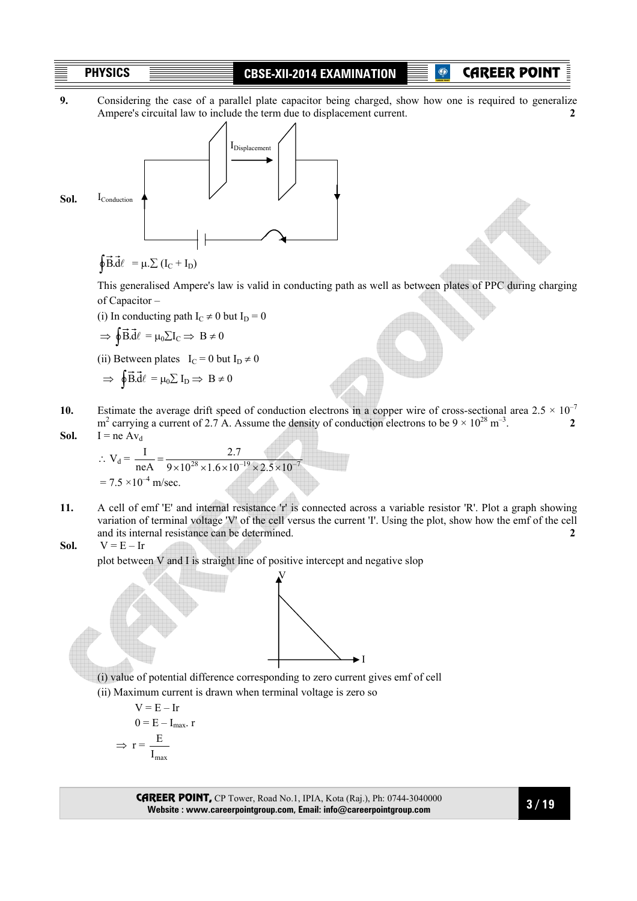**9.** Considering the case of a parallel plate capacitor being charged, show how one is required to generalize Ampere's circuital law to include the term due to displacement current. **2**

**Sol.** $I_{Conduction}$ $I_{Displacement}$

$\oint \vec{B}.\vec{d}\ell = \mu.\sum (I_C + I_D)$

This generalised Ampere's law is valid in conducting path as well as between plates of PPC during charging of Capacitor –

(i) In conducting path $I_C \neq 0$ but $I_D = 0$

$\Rightarrow \oint \vec{B}.\vec{d}\ell = \mu_0 \sum I_C \Rightarrow B \neq 0$

(ii) Between plates $I_C = 0$ but $I_D \neq 0$

$\Rightarrow \oint \vec{B}.\vec{d}\ell = \mu_0 \sum I_D \Rightarrow B \neq 0$

**10.** Estimate the average drift speed of conduction electrons in a copper wire of cross-sectional area $2.5 \times 10^{-7}$ $m^2$ carrying a current of 2.7 A. Assume the density of conduction electrons to be $9 \times 10^{28}$ $m^{-3}$. **2**

**Sol.** $I = ne\,Av_d$

$\therefore V_d = \frac{I}{neA} = \frac{2.7}{9\times10^{28}\times1.6\times10^{-19}\times2.5\times10^{-7}}$

$= 7.5 \times 10^{-4}$ m/sec.

**11.** A cell of emf 'E' and internal resistance 'r' is connected across a variable resistor 'R'. Plot a graph showing variation of terminal voltage 'V' of the cell versus the current 'I'. Using the plot, show how the emf of the cell and its internal resistance can be determined. **2**

**Sol.** $V = E - Ir$

plot between V and I is straight line of positive intercept and negative slop

(i) value of potential difference corresponding to zero current gives emf of cell

(ii) Maximum current is drawn when terminal voltage is zero so

$V = E - Ir$

$0 = E - I_{max}.\, r$

$\Rightarrow r = \frac{E}{I_{max}}$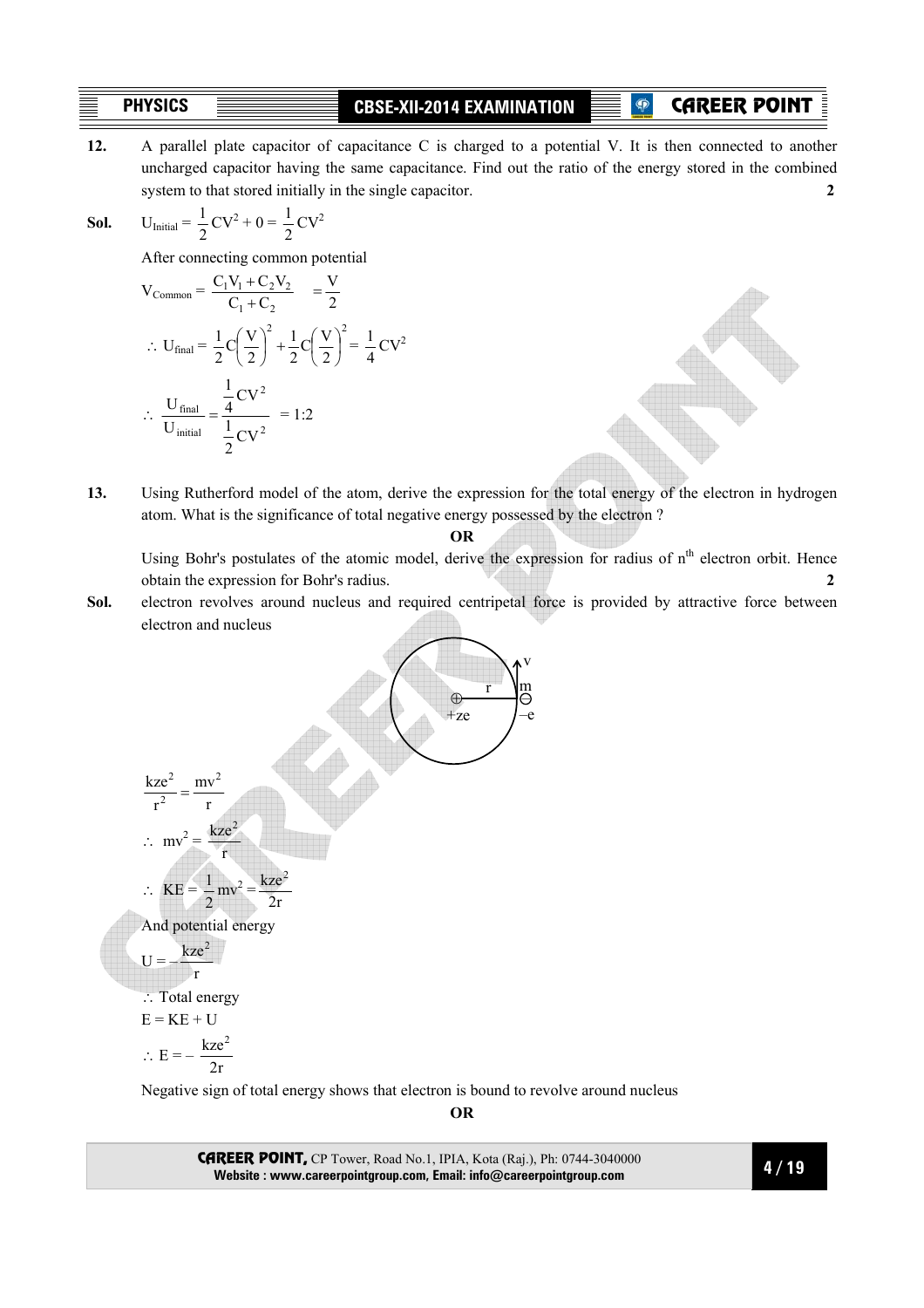**12.** A parallel plate capacitor of capacitance C is charged to a potential V. It is then connected to another uncharged capacitor having the same capacitance. Find out the ratio of the energy stored in the combined system to that stored initially in the single capacitor. **2**

**Sol.** $U_{Initial} = \frac{1}{2}CV^2 + 0 = \frac{1}{2}CV^2$

After connecting common potential

$$V_{Common} = \frac{C_1V_1 + C_2V_2}{C_1 + C_2} = \frac{V}{2}$$

$$\therefore\ U_{final} = \frac{1}{2}C\left(\frac{V}{2}\right)^2 + \frac{1}{2}C\left(\frac{V}{2}\right)^2 = \frac{1}{4}CV^2$$

$$\therefore\ \frac{U_{final}}{U_{initial}} = \frac{\frac{1}{4}CV^2}{\frac{1}{2}CV^2} = 1:2$$

**13.** Using Rutherford model of the atom, derive the expression for the total energy of the electron in hydrogen atom. What is the significance of total negative energy possessed by the electron ?

**OR**

Using Bohr's postulates of the atomic model, derive the expression for radius of $n^{th}$ electron orbit. Hence obtain the expression for Bohr's radius. **2**

**Sol.** electron revolves around nucleus and required centripetal force is provided by attractive force between electron and nucleus

$$\frac{kze^2}{r^2} = \frac{mv^2}{r}$$

$$\therefore\ mv^2 = \frac{kze^2}{r}$$

$$\therefore\ KE = \frac{1}{2}mv^2 = \frac{kze^2}{2r}$$

And potential energy

$$U = -\frac{kze^2}{r}$$

$\therefore$ Total energy

$E = KE + U$

$$\therefore\ E = -\frac{kze^2}{2r}$$

Negative sign of total energy shows that electron is bound to revolve around nucleus

**OR**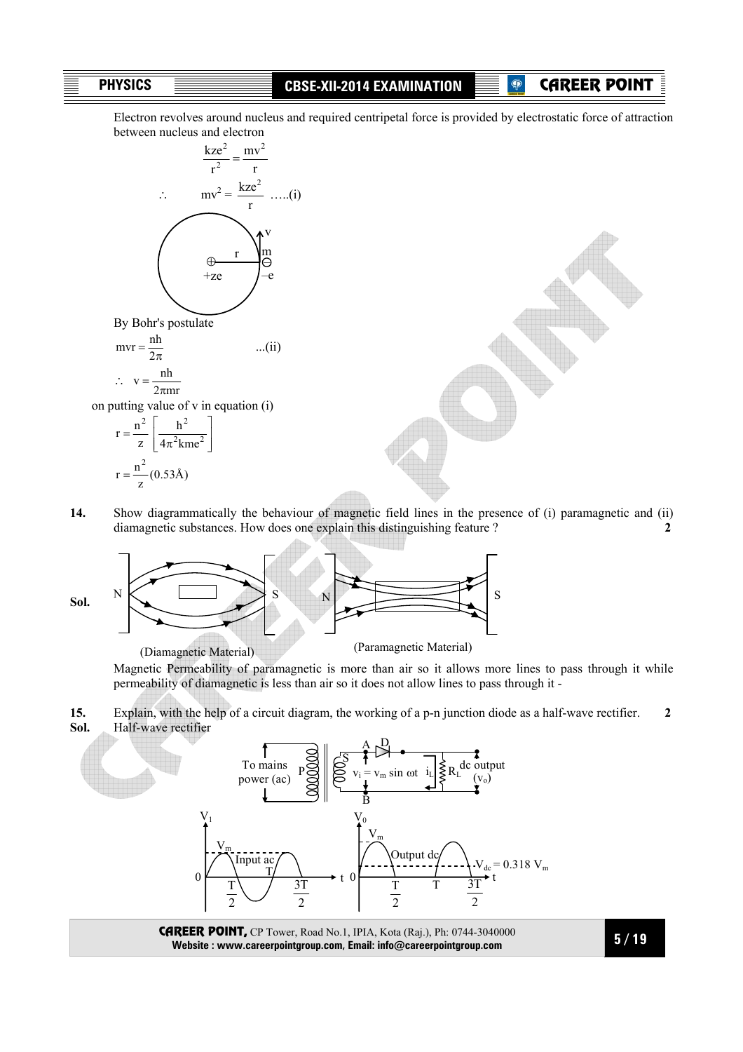Electron revolves around nucleus and required centripetal force is provided by electrostatic force of attraction between nucleus and electron

$$\frac{kze^2}{r^2} = \frac{mv^2}{r}$$

$$\therefore \quad mv^2 = \frac{kze^2}{r} \quad .....(i)$$

By Bohr's postulate

$$mvr = \frac{nh}{2\pi} \quad ...(ii)$$

$$\therefore \quad v = \frac{nh}{2\pi mr}$$

on putting value of v in equation (i)

$$r = \frac{n^2}{z}\left[\frac{h^2}{4\pi^2 kme^2}\right]$$

$$r = \frac{n^2}{z}(0.53Å)$$

**14.** Show diagrammatically the behaviour of magnetic field lines in the presence of (i) paramagnetic and (ii) diamagnetic substances. How does one explain this distinguishing feature ? **2**

**Sol.**

(Diamagnetic Material) (Paramagnetic Material)

Magnetic Permeability of paramagnetic is more than air so it allows more lines to pass through it while permeability of diamagnetic is less than air so it does not allow lines to pass through it -

**15.** Explain, with the help of a circuit diagram, the working of a p-n junction diode as a half-wave rectifier. **2**

**Sol.** Half-wave rectifier

To mains power (ac), $v_i = v_m \sin \omega t$, $i_L$, $R_L$, dc output ($v_o$)

Input ac, Output dc, $V_{dc} = 0.318\ V_m$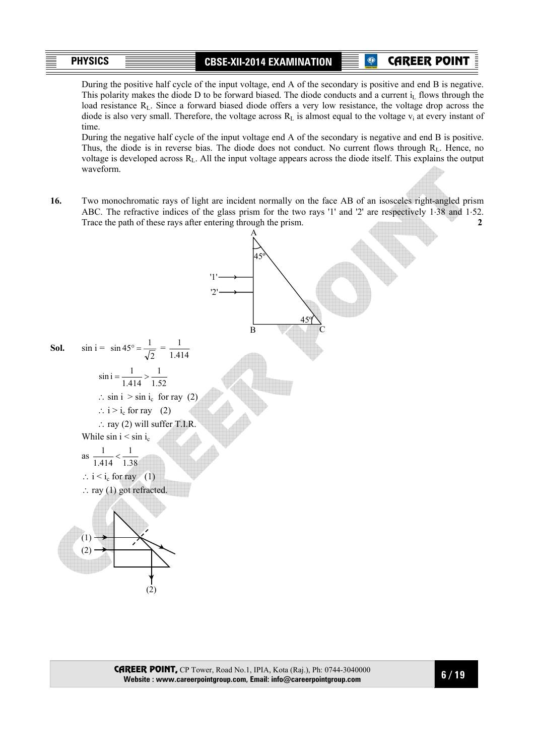During the positive half cycle of the input voltage, end A of the secondary is positive and end B is negative. This polarity makes the diode D to be forward biased. The diode conducts and a current $i_L$ flows through the load resistance $R_L$. Since a forward biased diode offers a very low resistance, the voltage drop across the diode is also very small. Therefore, the voltage across $R_L$ is almost equal to the voltage $v_i$ at every instant of time.

During the negative half cycle of the input voltage end A of the secondary is negative and end B is positive. Thus, the diode is in reverse bias. The diode does not conduct. No current flows through $R_L$. Hence, no voltage is developed across $R_L$. All the input voltage appears across the diode itself. This explains the output waveform.

**16.** Two monochromatic rays of light are incident normally on the face AB of an isosceles right-angled prism ABC. The refractive indices of the glass prism for the two rays '1' and '2' are respectively 1·38 and 1·52. Trace the path of these rays after entering through the prism. **2**

**Sol.** $\sin i = \sin 45° = \frac{1}{\sqrt{2}} = \frac{1}{1.414}$

$\sin i = \frac{1}{1.414} > \frac{1}{1.52}$

$\therefore \sin i > \sin i_c$ for ray (2)

$\therefore i > i_c$ for ray (2)

$\therefore$ ray (2) will suffer T.I.R.

While $\sin i < \sin i_c$

as $\frac{1}{1.414} < \frac{1}{1.38}$

$\therefore i < i_c$ for ray (1)

$\therefore$ ray (1) got refracted.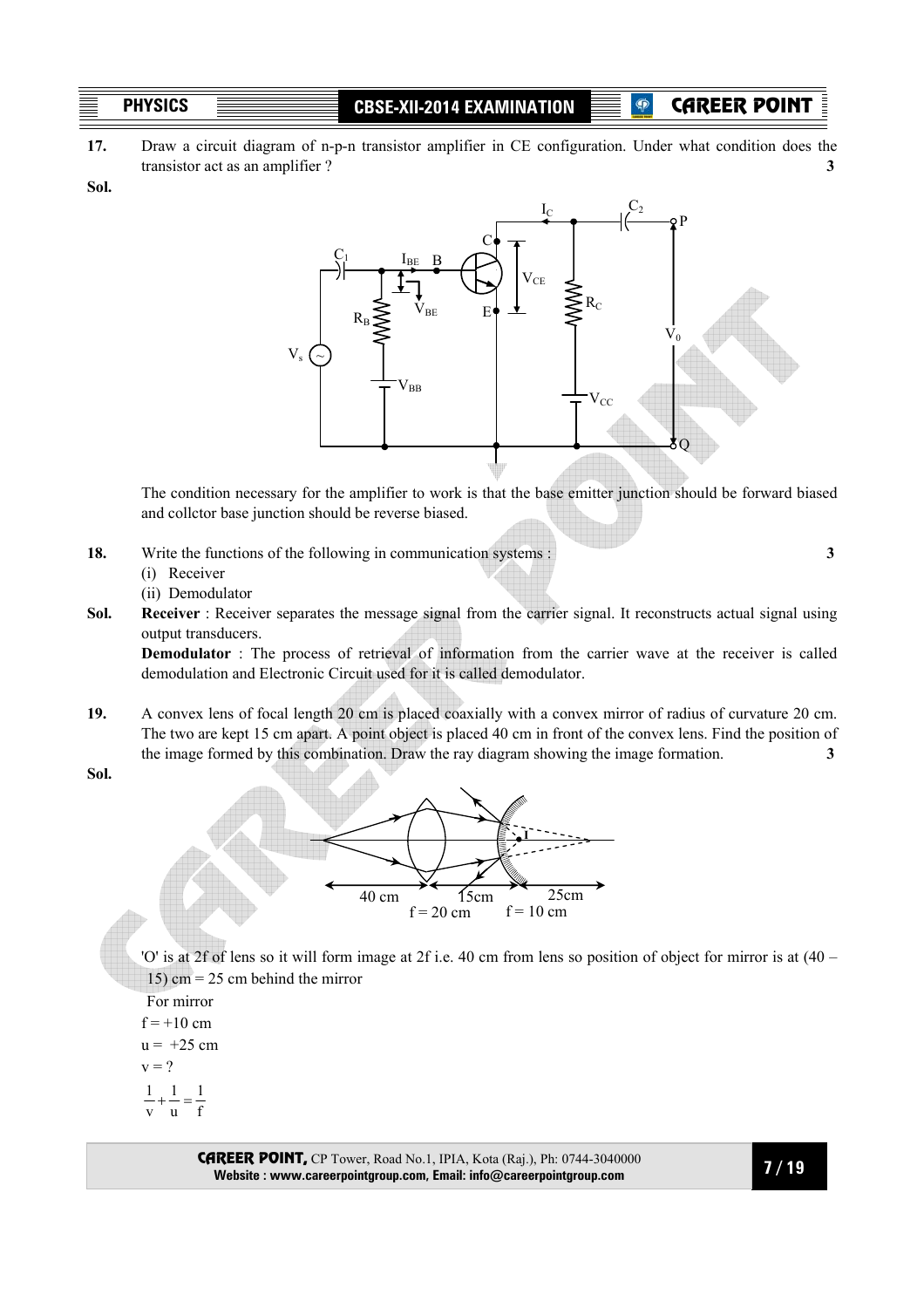**17.** Draw a circuit diagram of n-p-n transistor amplifier in CE configuration. Under what condition does the transistor act as an amplifier ? **3**

**Sol.**

The condition necessary for the amplifier to work is that the base emitter junction should be forward biased and collctor base junction should be reverse biased.

**18.** Write the functions of the following in communication systems : **3**

(i) Receiver

(ii) Demodulator

**Sol.** **Receiver** : Receiver separates the message signal from the carrier signal. It reconstructs actual signal using output transducers.

**Demodulator** : The process of retrieval of information from the carrier wave at the receiver is called demodulation and Electronic Circuit used for it is called demodulator.

**19.** A convex lens of focal length 20 cm is placed coaxially with a convex mirror of radius of curvature 20 cm. The two are kept 15 cm apart. A point object is placed 40 cm in front of the convex lens. Find the position of the image formed by this combination. Draw the ray diagram showing the image formation. **3**

**Sol.**

'O' is at 2f of lens so it will form image at 2f i.e. 40 cm from lens so position of object for mirror is at (40 – 15) cm = 25 cm behind the mirror

For mirror

$f = +10$ cm

$u = +25$ cm

$v = ?$

$$\frac{1}{v} + \frac{1}{u} = \frac{1}{f}$$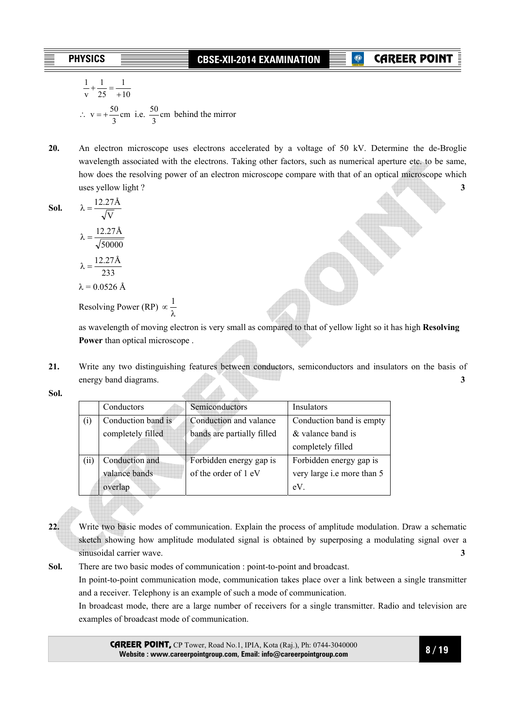$$\frac{1}{v} + \frac{1}{25} = \frac{1}{+10}$$

$$\therefore \; v = +\frac{50}{3}\text{cm i.e. } \frac{50}{3}\text{cm behind the mirror}$$

**20.** An electron microscope uses electrons accelerated by a voltage of 50 kV. Determine the de-Broglie wavelength associated with the electrons. Taking other factors, such as numerical aperture etc. to be same, how does the resolving power of an electron microscope compare with that of an optical microscope which uses yellow light ? **3**

**Sol.**

$$\lambda = \frac{12.27\text{Å}}{\sqrt{V}}$$

$$\lambda = \frac{12.27\text{Å}}{\sqrt{50000}}$$

$$\lambda = \frac{12.27\text{Å}}{233}$$

$\lambda$ = 0.0526 Å

Resolving Power (RP) $\propto \frac{1}{\lambda}$

as wavelength of moving electron is very small as compared to that of yellow light so it has high **Resolving Power** than optical microscope .

**21.** Write any two distinguishing features between conductors, semiconductors and insulators on the basis of energy band diagrams. **3**

**Sol.**

| | Conductors | Semiconductors | Insulators |
|---|---|---|---|
| (i) | Conduction band is completely filled | Conduction and valance bands are partially filled | Conduction band is empty & valance band is completely filled |
| (ii) | Conduction and valance bands overlap | Forbidden energy gap is of the order of 1 eV | Forbidden energy gap is very large i.e more than 5 eV. |

**22.** Write two basic modes of communication. Explain the process of amplitude modulation. Draw a schematic sketch showing how amplitude modulated signal is obtained by superposing a modulating signal over a sinusoidal carrier wave. **3**

**Sol.** There are two basic modes of communication : point-to-point and broadcast.

In point-to-point communication mode, communication takes place over a link between a single transmitter and a receiver. Telephony is an example of such a mode of communication.

In broadcast mode, there are a large number of receivers for a single transmitter. Radio and television are examples of broadcast mode of communication.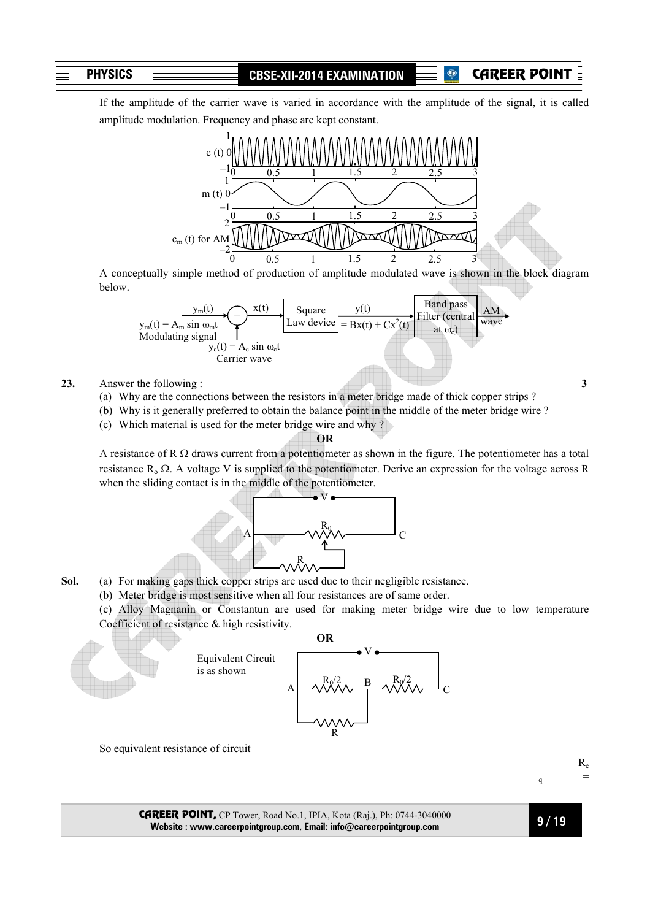If the amplitude of the carrier wave is varied in accordance with the amplitude of the signal, it is called amplitude modulation. Frequency and phase are kept constant.

A conceptually simple method of production of amplitude modulated wave is shown in the block diagram below.

$y_m(t) = A_m \sin \omega_m t$ Modulating signal → (+) → $x(t)$ → Square Law device → $y(t) = Bx(t) + Cx^2(t)$ → Band pass Filter (central at $\omega_c$) → AM wave

$y_c(t) = A_c \sin \omega_c t$ Carrier wave

**23.** Answer the following : **3**

(a) Why are the connections between the resistors in a meter bridge made of thick copper strips ?

(b) Why is it generally preferred to obtain the balance point in the middle of the meter bridge wire ?

(c) Which material is used for the meter bridge wire and why ?

**OR**

A resistance of R Ω draws current from a potentiometer as shown in the figure. The potentiometer has a total resistance $R_o$ Ω. A voltage V is supplied to the potentiometer. Derive an expression for the voltage across R when the sliding contact is in the middle of the potentiometer.

**Sol.** (a) For making gaps thick copper strips are used due to their negligible resistance.

(b) Meter bridge is most sensitive when all four resistances are of same order.

(c) Alloy Magnanin or Constantun are used for making meter bridge wire due to low temperature Coefficient of resistance & high resistivity.

**OR**

Equivalent Circuit is as shown

So equivalent resistance of circuit

$R_{eq} =$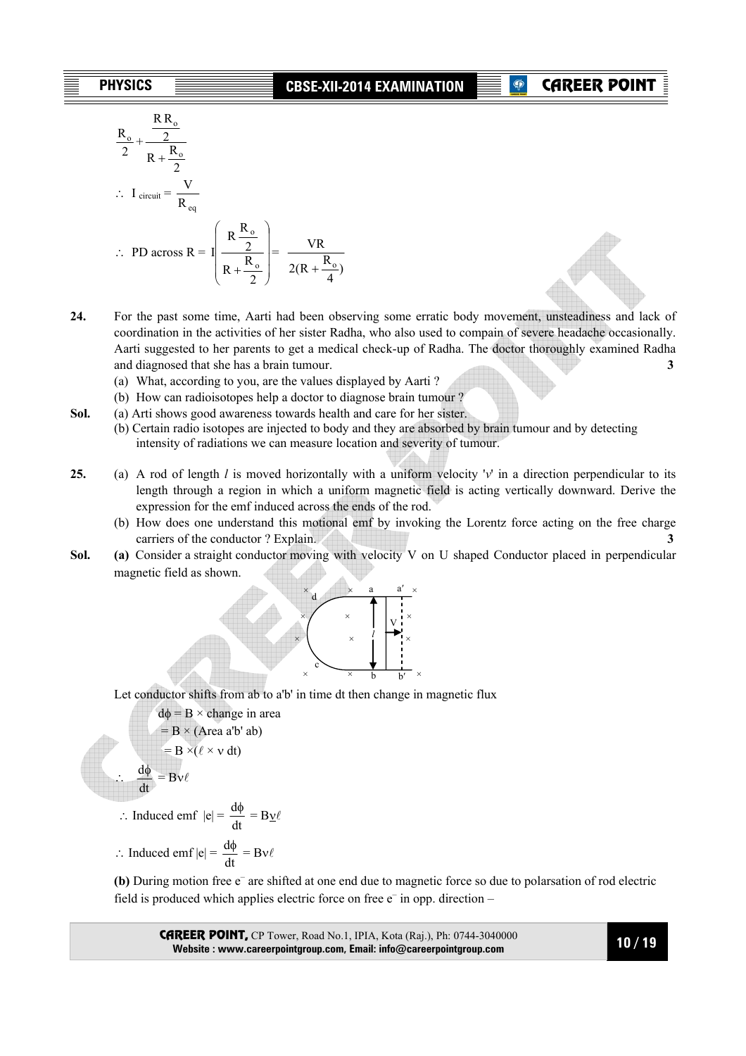$$\frac{R_o}{2} + \frac{\frac{RR_o}{2}}{R + \frac{R_o}{2}}$$

$$\therefore \; I_{circuit} = \frac{V}{R_{eq}}$$

$$\therefore \; \text{PD across R} = I\left(\frac{R\frac{R_o}{2}}{R + \frac{R_o}{2}}\right) = \frac{VR}{2(R + \frac{R_o}{4})}$$

**24.** For the past some time, Aarti had been observing some erratic body movement, unsteadiness and lack of coordination in the activities of her sister Radha, who also used to compain of severe headache occasionally. Aarti suggested to her parents to get a medical check-up of Radha. The doctor thoroughly examined Radha and diagnosed that she has a brain tumour. **3**

(a) What, according to you, are the values displayed by Aarti ?

(b) How can radioisotopes help a doctor to diagnose brain tumour ?

**Sol.** (a) Arti shows good awareness towards health and care for her sister.

(b) Certain radio isotopes are injected to body and they are absorbed by brain tumour and by detecting intensity of radiations we can measure location and severity of tumour.

**25.** (a) A rod of length $l$ is moved horizontally with a uniform velocity '$v$' in a direction perpendicular to its length through a region in which a uniform magnetic field is acting vertically downward. Derive the expression for the emf induced across the ends of the rod.

(b) How does one understand this motional emf by invoking the Lorentz force acting on the free charge carriers of the conductor ? Explain. **3**

**Sol.** **(a)** Consider a straight conductor moving with velocity V on U shaped Conductor placed in perpendicular magnetic field as shown.

Let conductor shifts from ab to a'b' in time dt then change in magnetic flux

$d\phi = B \times$ change in area

$= B \times$ (Area a'b' ab)

$= B \times (\ell \times v\, dt)$

$$\therefore \; \frac{d\phi}{dt} = Bv\ell$$

$$\therefore \text{ Induced emf } |e| = \frac{d\phi}{dt} = B\underline{v}\ell$$

$$\therefore \text{ Induced emf } |e| = \frac{d\phi}{dt} = Bv\ell$$

**(b)** During motion free $e^-$ are shifted at one end due to magnetic force so due to polarsation of rod electric field is produced which applies electric force on free $e^-$ in opp. direction –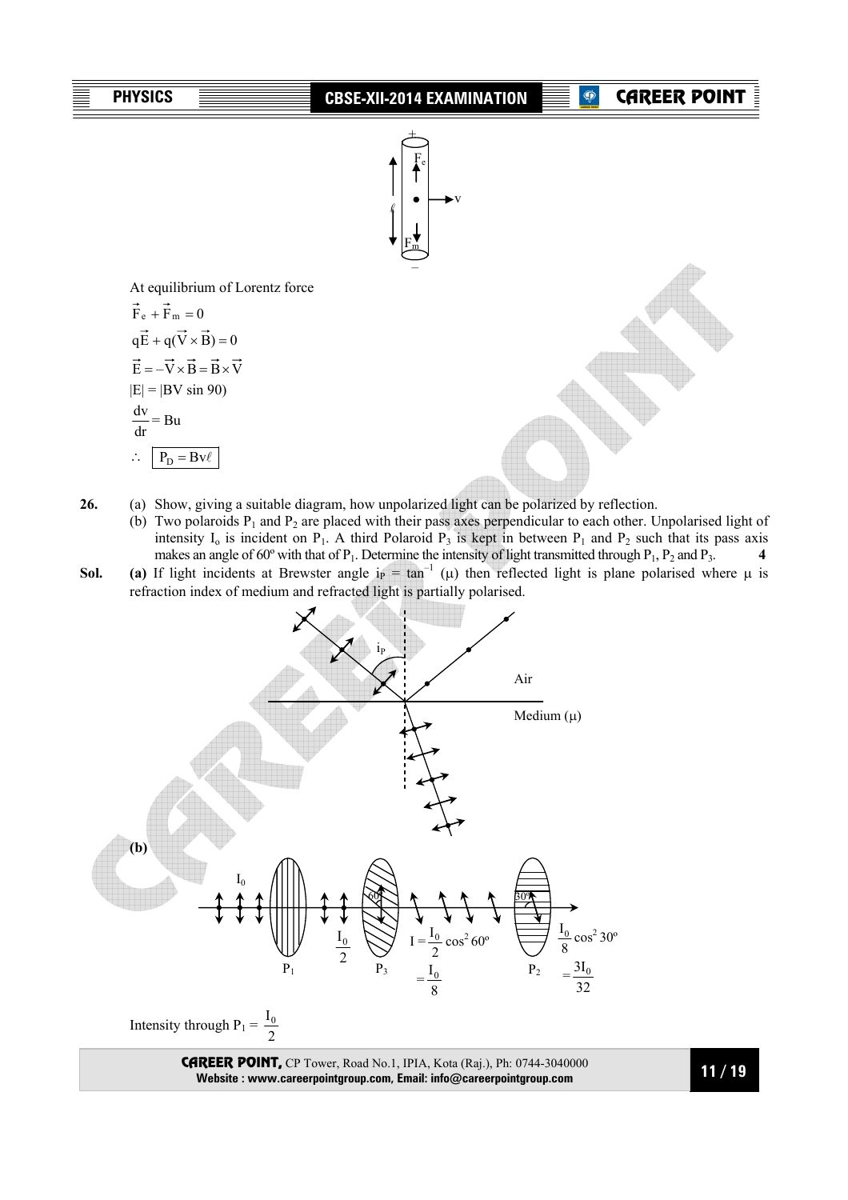At equilibrium of Lorentz force

$$\vec{F}_e + \vec{F}_m = 0$$

$$q\vec{E} + q(\vec{V} \times \vec{B}) = 0$$

$$\vec{E} = -\vec{V} \times \vec{B} = \vec{B} \times \vec{V}$$

$$|E| = |BV \sin 90)$$

$$\frac{dv}{dr} = Bu$$

$$\therefore \boxed{P_D = Bv\ell}$$

**26.** (a) Show, giving a suitable diagram, how unpolarized light can be polarized by reflection.

(b) Two polaroids $P_1$ and $P_2$ are placed with their pass axes perpendicular to each other. Unpolarised light of intensity $I_o$ is incident on $P_1$. A third Polaroid $P_3$ is kept in between $P_1$ and $P_2$ such that its pass axis makes an angle of 60º with that of $P_1$. Determine the intensity of light transmitted through $P_1$, $P_2$ and $P_3$. **4**

**Sol.** **(a)** If light incidents at Brewster angle $i_P = \tan^{-1}(\mu)$ then reflected light is plane polarised where $\mu$ is refraction index of medium and refracted light is partially polarised.

**(b)**

$I_0$ → $P_1$ → $\frac{I_0}{2}$ → $P_3$ (60º) → $I = \frac{I_0}{2}\cos^2 60^o = \frac{I_0}{8}$ → $P_2$ (30º) → $\frac{I_0}{8}\cos^2 30^o = \frac{3I_0}{32}$

Intensity through $P_1 = \frac{I_0}{2}$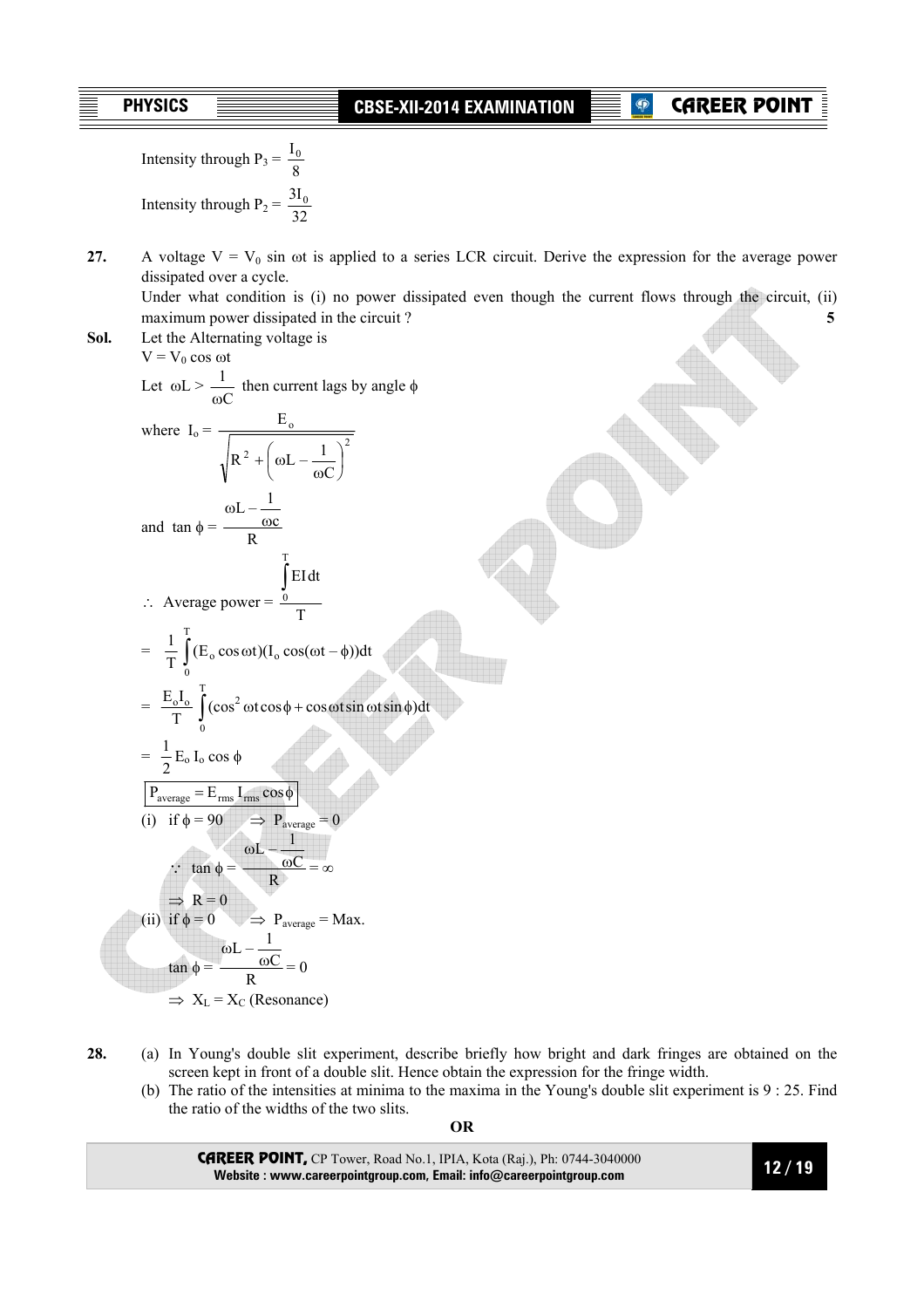Intensity through $P_3 = \frac{I_0}{8}$

Intensity through $P_2 = \frac{3I_0}{32}$

**27.** A voltage $V = V_0 \sin \omega t$ is applied to a series LCR circuit. Derive the expression for the average power dissipated over a cycle.
Under what condition is (i) no power dissipated even though the current flows through the circuit, (ii) maximum power dissipated in the circuit ? **5**

**Sol.** Let the Alternating voltage is

$V = V_0 \cos \omega t$

Let $\omega L > \frac{1}{\omega C}$ then current lags by angle $\phi$

where $I_o = \frac{E_o}{\sqrt{R^2 + \left(\omega L - \frac{1}{\omega C}\right)^2}}$

and $\tan \phi = \frac{\omega L - \frac{1}{\omega c}}{R}$

$\therefore$ Average power $= \frac{\int_0^T EI\,dt}{T}$

$= \frac{1}{T}\int_0^T (E_o \cos \omega t)(I_o \cos(\omega t - \phi))dt$

$= \frac{E_o I_o}{T}\int_0^T (\cos^2 \omega t \cos\phi + \cos\omega t \sin\omega t \sin\phi)dt$

$= \frac{1}{2} E_o\, I_o \cos \phi$

$\boxed{P_{average} = E_{rms}\, I_{rms} \cos\phi}$

(i) if $\phi = 90$ $\Rightarrow$ $P_{average} = 0$

$\because$ $\tan \phi = \frac{\omega L - \frac{1}{\omega C}}{R} = \infty$

$\Rightarrow$ $R = 0$

(ii) if $\phi = 0$ $\Rightarrow$ $P_{average} = $ Max.

$\tan \phi = \frac{\omega L - \frac{1}{\omega C}}{R} = 0$

$\Rightarrow$ $X_L = X_C$ (Resonance)

**28.** (a) In Young's double slit experiment, describe briefly how bright and dark fringes are obtained on the screen kept in front of a double slit. Hence obtain the expression for the fringe width.

(b) The ratio of the intensities at minima to the maxima in the Young's double slit experiment is 9 : 25. Find the ratio of the widths of the two slits.

**OR**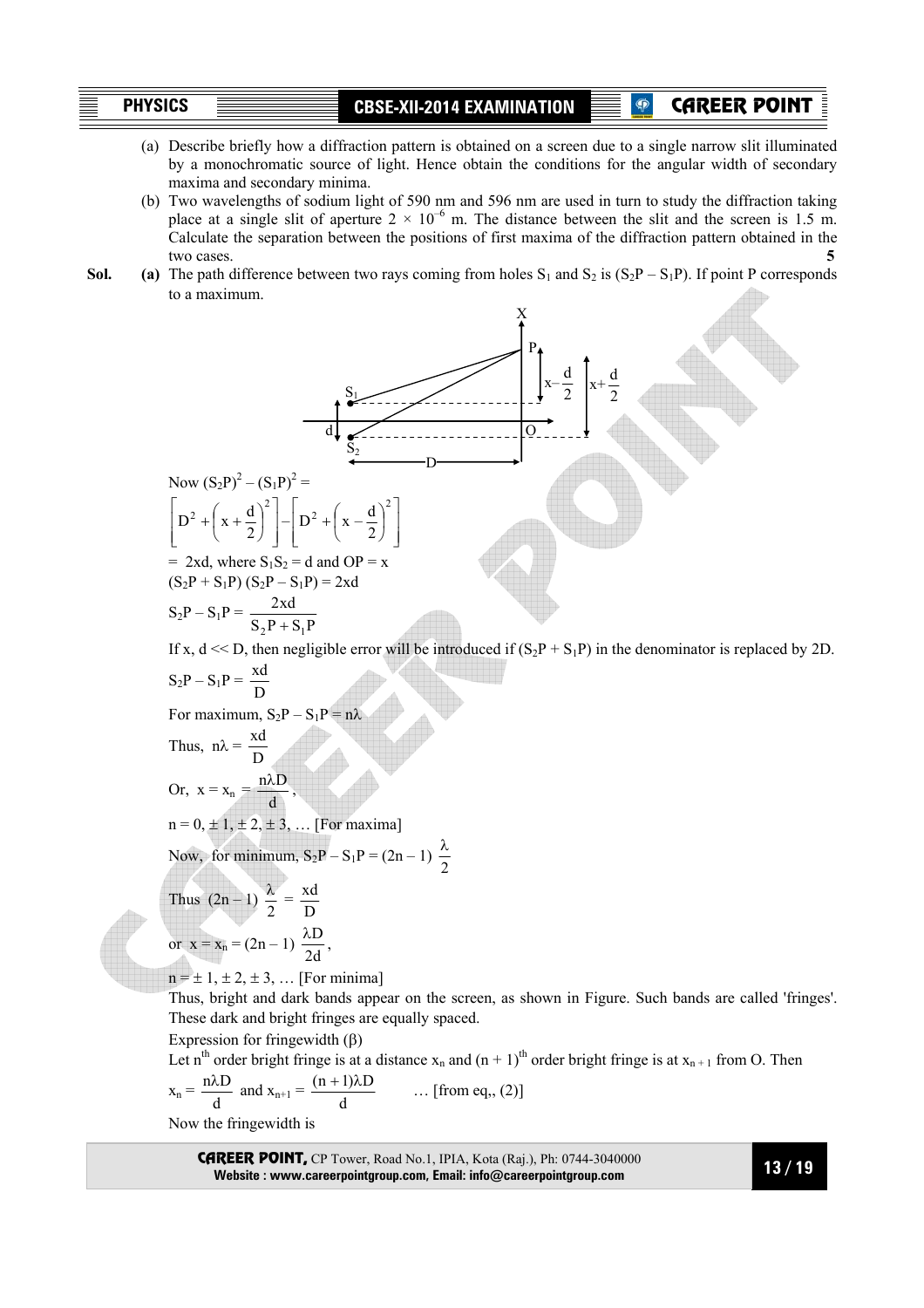(a) Describe briefly how a diffraction pattern is obtained on a screen due to a single narrow slit illuminated by a monochromatic source of light. Hence obtain the conditions for the angular width of secondary maxima and secondary minima.

(b) Two wavelengths of sodium light of 590 nm and 596 nm are used in turn to study the diffraction taking place at a single slit of aperture $2 \times 10^{-6}$ m. The distance between the slit and the screen is 1.5 m. Calculate the separation between the positions of first maxima of the diffraction pattern obtained in the two cases. **5**

**Sol.** **(a)** The path difference between two rays coming from holes $S_1$ and $S_2$ is $(S_2P - S_1P)$. If point P corresponds to a maximum.

Now $(S_2P)^2 - (S_1P)^2 =$

$$\left[D^2 + \left(x + \frac{d}{2}\right)^2\right] - \left[D^2 + \left(x - \frac{d}{2}\right)^2\right]$$

$= 2xd$, where $S_1S_2 = d$ and $OP = x$

$(S_2P + S_1P)(S_2P - S_1P) = 2xd$

$$S_2P - S_1P = \frac{2xd}{S_2P + S_1P}$$

If x, d << D, then negligible error will be introduced if $(S_2P + S_1P)$ in the denominator is replaced by 2D.

$$S_2P - S_1P = \frac{xd}{D}$$

For maximum, $S_2P - S_1P = n\lambda$

Thus, $n\lambda = \dfrac{xd}{D}$

Or, $x = x_n = \dfrac{n\lambda D}{d}$,

$n = 0, \pm 1, \pm 2, \pm 3, \ldots$ [For maxima]

Now, for minimum, $S_2P - S_1P = (2n - 1)\dfrac{\lambda}{2}$

Thus $(2n - 1)\dfrac{\lambda}{2} = \dfrac{xd}{D}$

or $x = x_n = (2n - 1)\dfrac{\lambda D}{2d}$,

$n = \pm 1, \pm 2, \pm 3, \ldots$ [For minima]

Thus, bright and dark bands appear on the screen, as shown in Figure. Such bands are called 'fringes'. These dark and bright fringes are equally spaced.

Expression for fringewidth ($\beta$)

Let $n^{th}$ order bright fringe is at a distance $x_n$ and $(n + 1)^{th}$ order bright fringe is at $x_{n+1}$ from O. Then

$x_n = \dfrac{n\lambda D}{d}$ and $x_{n+1} = \dfrac{(n+1)\lambda D}{d}$ … [from eq,, (2)]

Now the fringewidth is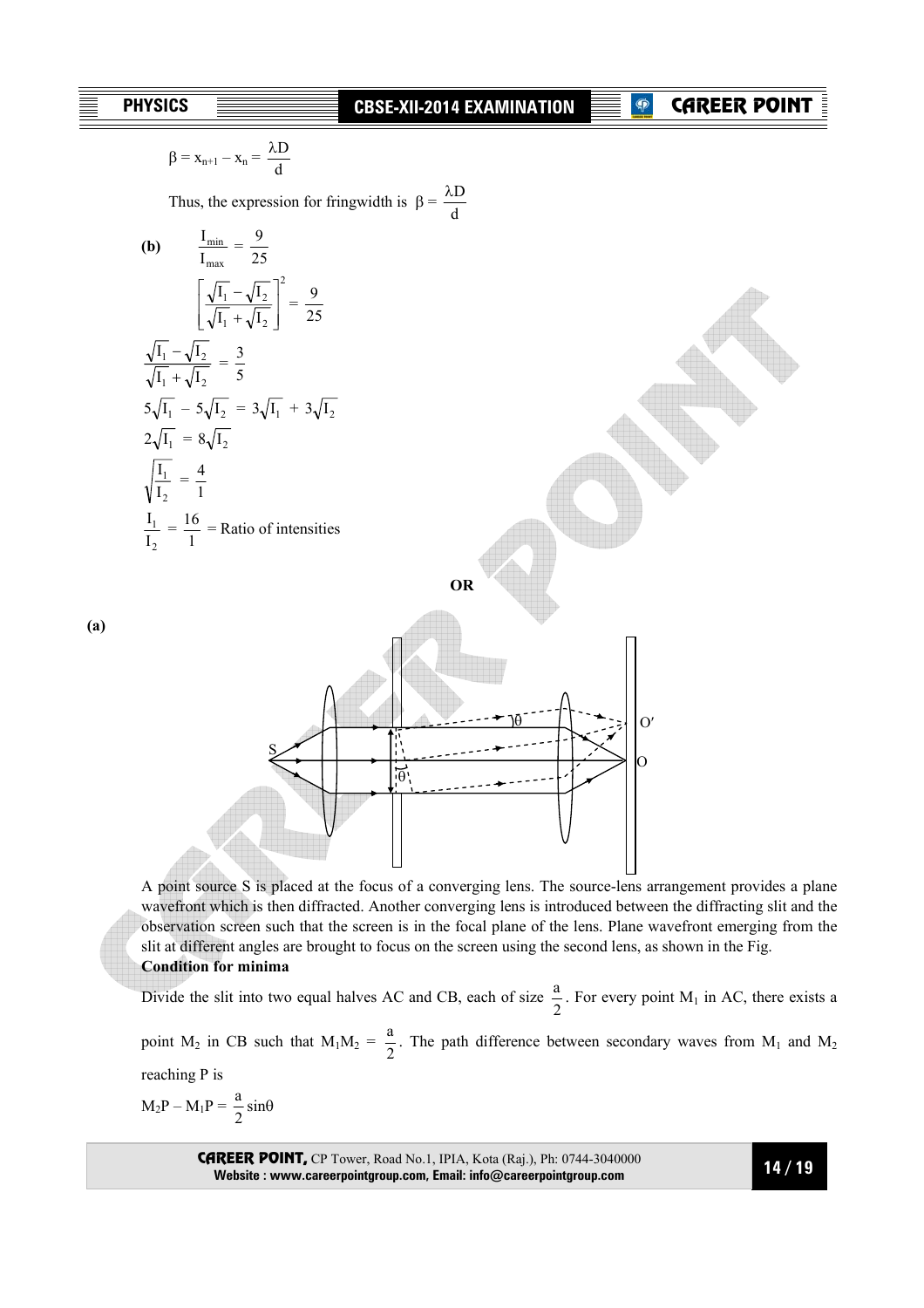$$\beta = x_{n+1} - x_n = \frac{\lambda D}{d}$$

Thus, the expression for fringwidth is $\beta = \frac{\lambda D}{d}$

**(b)** $\frac{I_{min}}{I_{max}} = \frac{9}{25}$

$$\left[\frac{\sqrt{I_1} - \sqrt{I_2}}{\sqrt{I_1} + \sqrt{I_2}}\right]^2 = \frac{9}{25}$$

$$\frac{\sqrt{I_1} - \sqrt{I_2}}{\sqrt{I_1} + \sqrt{I_2}} = \frac{3}{5}$$

$$5\sqrt{I_1} - 5\sqrt{I_2} = 3\sqrt{I_1} + 3\sqrt{I_2}$$

$$2\sqrt{I_1} = 8\sqrt{I_2}$$

$$\sqrt{\frac{I_1}{I_2}} = \frac{4}{1}$$

$$\frac{I_1}{I_2} = \frac{16}{1} = \text{Ratio of intensities}$$

**OR**

**(a)**

A point source S is placed at the focus of a converging lens. The source-lens arrangement provides a plane wavefront which is then diffracted. Another converging lens is introduced between the diffracting slit and the observation screen such that the screen is in the focal plane of the lens. Plane wavefront emerging from the slit at different angles are brought to focus on the screen using the second lens, as shown in the Fig.

**Condition for minima**

Divide the slit into two equal halves AC and CB, each of size $\frac{a}{2}$. For every point $M_1$ in AC, there exists a point $M_2$ in CB such that $M_1M_2 = \frac{a}{2}$. The path difference between secondary waves from $M_1$ and $M_2$ reaching P is

$$M_2P - M_1P = \frac{a}{2}\sin\theta$$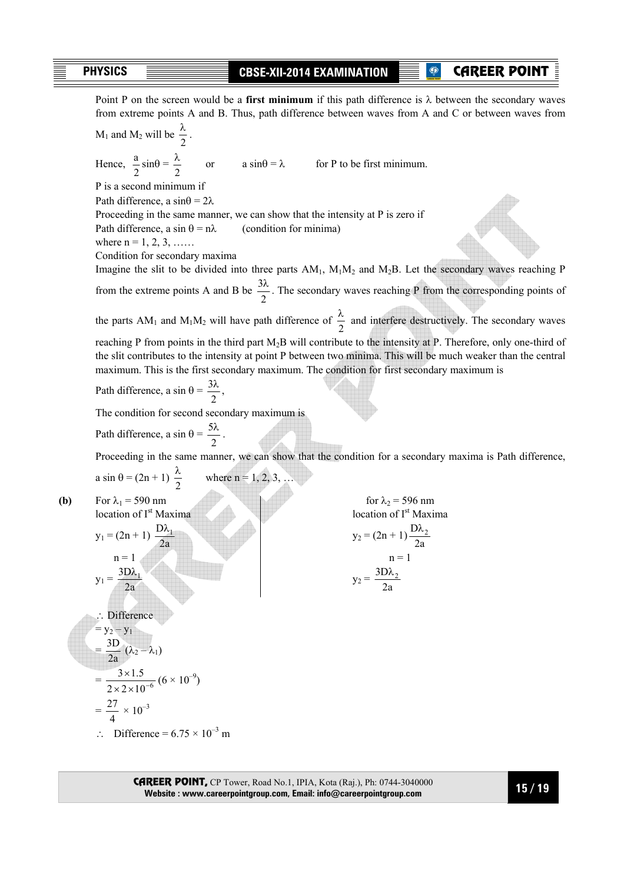Point P on the screen would be a **first minimum** if this path difference is $\lambda$ between the secondary waves from extreme points A and B. Thus, path difference between waves from A and C or between waves from $M_1$ and $M_2$ will be $\frac{\lambda}{2}$.

Hence, $\frac{a}{2}\sin\theta = \frac{\lambda}{2}$ or $a\sin\theta = \lambda$ for P to be first minimum.

P is a second minimum if

Path difference, $a\sin\theta = 2\lambda$

Proceeding in the same manner, we can show that the intensity at P is zero if

Path difference, $a\sin\theta = n\lambda$ (condition for minima)

where n = 1, 2, 3, ……

Condition for secondary maxima

Imagine the slit to be divided into three parts $AM_1$, $M_1M_2$ and $M_2B$. Let the secondary waves reaching P from the extreme points A and B be $\frac{3\lambda}{2}$. The secondary waves reaching P from the corresponding points of the parts $AM_1$ and $M_1M_2$ will have path difference of $\frac{\lambda}{2}$ and interfere destructively. The secondary waves reaching P from points in the third part $M_2B$ will contribute to the intensity at P. Therefore, only one-third of the slit contributes to the intensity at point P between two minima. This will be much weaker than the central maximum. This is the first secondary maximum. The condition for first secondary maximum is

Path difference, $a\sin\theta = \frac{3\lambda}{2}$,

The condition for second secondary maximum is

Path difference, $a\sin\theta = \frac{5\lambda}{2}$.

Proceeding in the same manner, we can show that the condition for a secondary maxima is Path difference,

$a\sin\theta = (2n+1)\frac{\lambda}{2}$ where n = 1, 2, 3, …

**(b)** For $\lambda_1 = 590$ nm

location of I[st] Maxima

$$y_1 = (2n+1)\frac{D\lambda_1}{2a}$$

n = 1

$$y_1 = \frac{3D\lambda_1}{2a}$$

for $\lambda_2 = 596$ nm

location of I[st] Maxima

$$y_2 = (2n+1)\frac{D\lambda_2}{2a}$$

n = 1

$$y_2 = \frac{3D\lambda_2}{2a}$$

$\therefore$ Difference

$= y_2 - y_1$

$= \frac{3D}{2a}(\lambda_2 - \lambda_1)$

$= \frac{3\times1.5}{2\times2\times10^{-6}}(6\times10^{-9})$

$= \frac{27}{4}\times10^{-3}$

$\therefore$ Difference $= 6.75\times10^{-3}$ m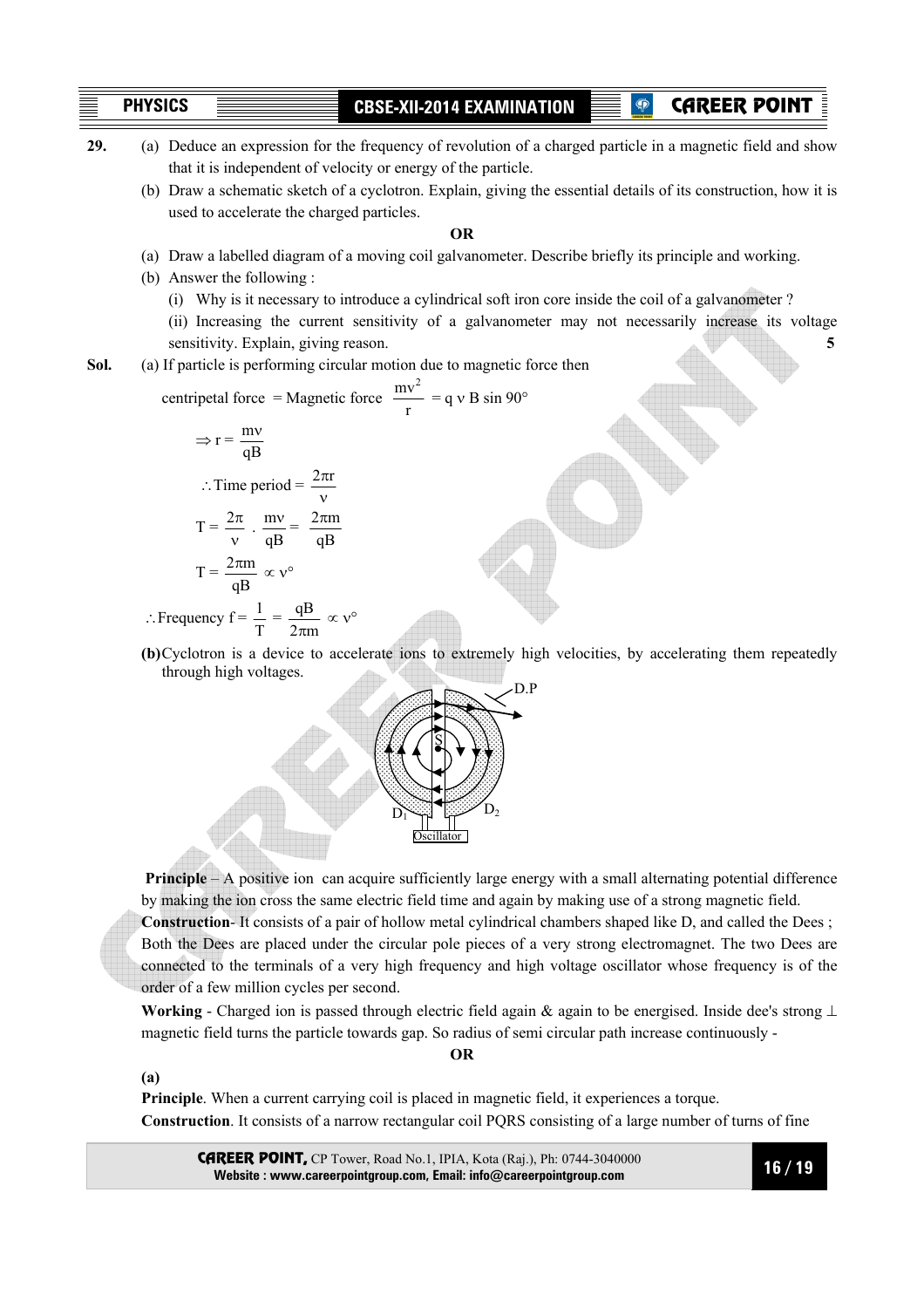**29.** (a) Deduce an expression for the frequency of revolution of a charged particle in a magnetic field and show that it is independent of velocity or energy of the particle.

(b) Draw a schematic sketch of a cyclotron. Explain, giving the essential details of its construction, how it is used to accelerate the charged particles.

**OR**

(a) Draw a labelled diagram of a moving coil galvanometer. Describe briefly its principle and working.

(b) Answer the following :

(i) Why is it necessary to introduce a cylindrical soft iron core inside the coil of a galvanometer ?

(ii) Increasing the current sensitivity of a galvanometer may not necessarily increase its voltage sensitivity. Explain, giving reason. **5**

**Sol.** (a) If particle is performing circular motion due to magnetic force then

centripetal force = Magnetic force $\frac{mv^2}{r} = q\, v\, B \sin 90°$

$$\Rightarrow r = \frac{mv}{qB}$$

$$\therefore \text{Time period} = \frac{2\pi r}{v}$$

$$T = \frac{2\pi}{v} \cdot \frac{mv}{qB} = \frac{2\pi m}{qB}$$

$$T = \frac{2\pi m}{qB} \propto v^{\circ}$$

$$\therefore \text{Frequency } f = \frac{1}{T} = \frac{qB}{2\pi m} \propto v^{\circ}$$

**(b)** Cyclotron is a device to accelerate ions to extremely high velocities, by accelerating them repeatedly through high voltages.

**Principle** – A positive ion can acquire sufficiently large energy with a small alternating potential difference by making the ion cross the same electric field time and again by making use of a strong magnetic field.

**Construction**- It consists of a pair of hollow metal cylindrical chambers shaped like D, and called the Dees ; Both the Dees are placed under the circular pole pieces of a very strong electromagnet. The two Dees are connected to the terminals of a very high frequency and high voltage oscillator whose frequency is of the order of a few million cycles per second.

**Working** - Charged ion is passed through electric field again & again to be energised. Inside dee's strong $\perp$ magnetic field turns the particle towards gap. So radius of semi circular path increase continuously -

**OR**

**(a)**

**Principle**. When a current carrying coil is placed in magnetic field, it experiences a torque.

**Construction**. It consists of a narrow rectangular coil PQRS consisting of a large number of turns of fine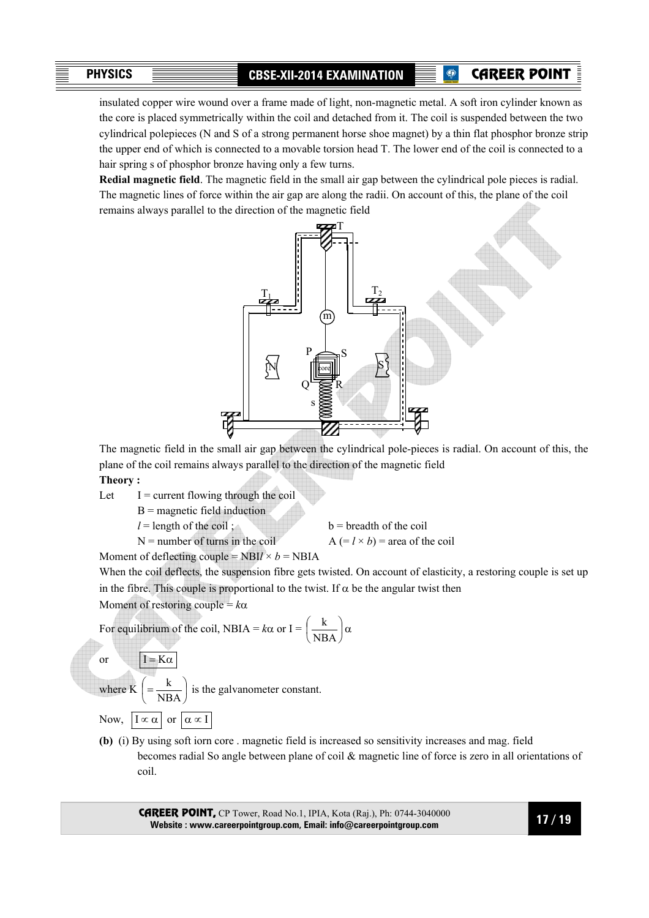insulated copper wire wound over a frame made of light, non-magnetic metal. A soft iron cylinder known as the core is placed symmetrically within the coil and detached from it. The coil is suspended between the two cylindrical polepieces (N and S of a strong permanent horse shoe magnet) by a thin flat phosphor bronze strip the upper end of which is connected to a movable torsion head T. The lower end of the coil is connected to a hair spring s of phosphor bronze having only a few turns.

**Redial magnetic field**. The magnetic field in the small air gap between the cylindrical pole pieces is radial. The magnetic lines of force within the air gap are along the radii. On account of this, the plane of the coil remains always parallel to the direction of the magnetic field

The magnetic field in the small air gap between the cylindrical pole-pieces is radial. On account of this, the plane of the coil remains always parallel to the direction of the magnetic field

**Theory :**

Let I = current flowing through the coil

B = magnetic field induction

$l$ = length of the coil ; b = breadth of the coil

N = number of turns in the coil A $(= l \times b)$ = area of the coil

Moment of deflecting couple = $NBIl \times b$ = NBIA

When the coil deflects, the suspension fibre gets twisted. On account of elasticity, a restoring couple is set up in the fibre. This couple is proportional to the twist. If $\alpha$ be the angular twist then

Moment of restoring couple = $k\alpha$

For equilibrium of the coil, NBIA = $k\alpha$ or $I = \left(\frac{k}{NBA}\right)\alpha$

or $\boxed{I = K\alpha}$

where $K \left(= \frac{k}{NBA}\right)$ is the galvanometer constant.

Now, $\boxed{I \propto \alpha}$ or $\boxed{\alpha \propto I}$

**(b)** (i) By using soft iorn core . magnetic field is increased so sensitivity increases and mag. field becomes radial So angle between plane of coil & magnetic line of force is zero in all orientations of coil.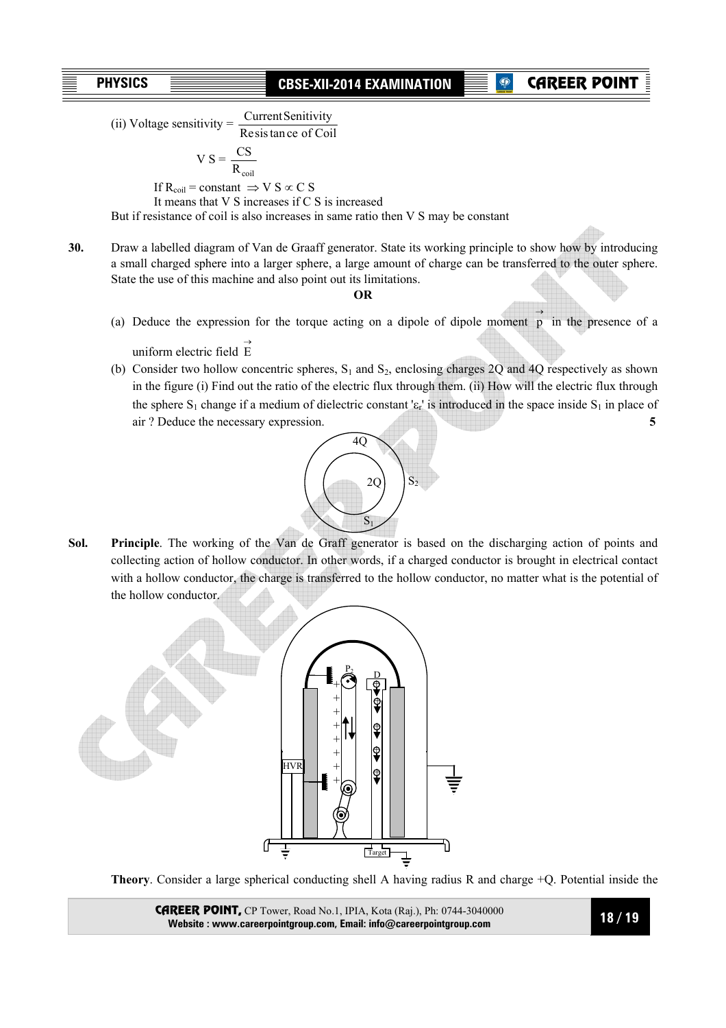(ii) Voltage sensitivity = $\dfrac{\text{Current Senitivity}}{\text{Resistance of Coil}}$

$$V\,S = \frac{CS}{R_{coil}}$$

If $R_{coil}$ = constant $\Rightarrow V\,S \propto C\,S$

It means that V S increases if C S is increased

But if resistance of coil is also increases in same ratio then V S may be constant

**30.** Draw a labelled diagram of Van de Graaff generator. State its working principle to show how by introducing a small charged sphere into a larger sphere, a large amount of charge can be transferred to the outer sphere. State the use of this machine and also point out its limitations.

**OR**

(a) Deduce the expression for the torque acting on a dipole of dipole moment $\vec{p}$ in the presence of a uniform electric field $\vec{E}$

(b) Consider two hollow concentric spheres, $S_1$ and $S_2$, enclosing charges 2Q and 4Q respectively as shown in the figure (i) Find out the ratio of the electric flux through them. (ii) How will the electric flux through the sphere $S_1$ change if a medium of dielectric constant '$\varepsilon_r$' is introduced in the space inside $S_1$ in place of air ? Deduce the necessary expression. **5**

**Sol.** **Principle**. The working of the Van de Graff generator is based on the discharging action of points and collecting action of hollow conductor. In other words, if a charged conductor is brought in electrical contact with a hollow conductor, the charge is transferred to the hollow conductor, no matter what is the potential of the hollow conductor.

**Theory**. Consider a large spherical conducting shell A having radius R and charge +Q. Potential inside the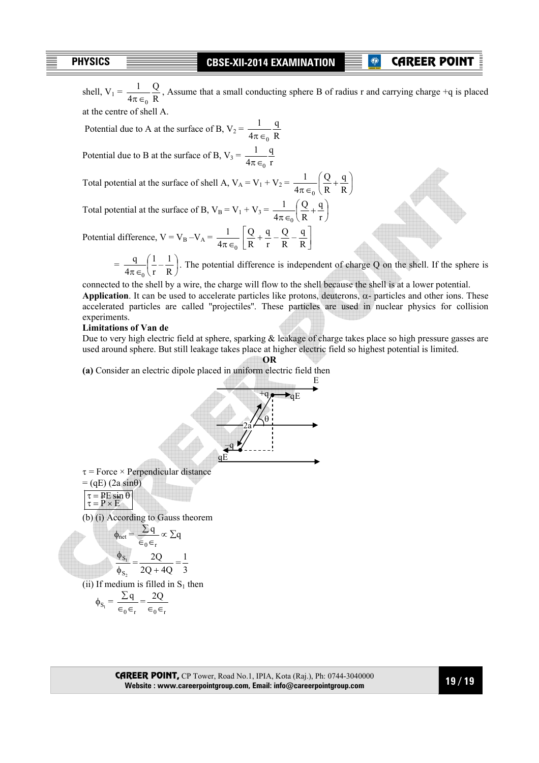shell, $V_1 = \frac{1}{4\pi\epsilon_0}\frac{Q}{R}$, Assume that a small conducting sphere B of radius r and carrying charge +q is placed at the centre of shell A.

Potential due to A at the surface of B, $V_2 = \frac{1}{4\pi\epsilon_0}\frac{q}{R}$

Potential due to B at the surface of B, $V_3 = \frac{1}{4\pi\epsilon_0}\frac{q}{r}$

Total potential at the surface of shell A, $V_A = V_1 + V_2 = \frac{1}{4\pi\epsilon_0}\left(\frac{Q}{R} + \frac{q}{R}\right)$

Total potential at the surface of B, $V_B = V_1 + V_3 = \frac{1}{4\pi\epsilon_0}\left(\frac{Q}{R} + \frac{q}{r}\right)$

Potential difference, $V = V_B - V_A = \frac{1}{4\pi\epsilon_0}\left[\frac{Q}{R} + \frac{q}{r} - \frac{Q}{R} - \frac{q}{R}\right]$

$= \frac{q}{4\pi\epsilon_0}\left(\frac{1}{r} - \frac{1}{R}\right)$. The potential difference is independent of charge Q on the shell. If the sphere is connected to the shell by a wire, the charge will flow to the shell because the shell is at a lower potential.

**Application**. It can be used to accelerate particles like protons, deuterons, $\alpha$- particles and other ions. These accelerated particles are called "projectiles". These particles are used in nuclear physics for collision experiments.

**Limitations of Van de**

Due to very high electric field at sphere, sparking & leakage of charge takes place so high pressure gasses are used around sphere. But still leakage takes place at higher electric field so highest potential is limited.

**OR**

**(a)** Consider an electric dipole placed in uniform electric field then

E

+q

qE

2a

$\theta$

–q

qE

$\tau$ = Force × Perpendicular distance

= (qE) (2a sin$\theta$)

$\tau = PE \sin\theta$

$\vec{\tau} = \vec{P} \times \vec{E}$

(b) (i) According to Gauss theorem

$$\phi_{net} = \frac{\sum q}{\epsilon_0 \epsilon_r} \propto \sum q$$

$$\frac{\phi_{S_1}}{\phi_{S_2}} = \frac{2Q}{2Q + 4Q} = \frac{1}{3}$$

(ii) If medium is filled in $S_1$ then

$$\phi_{S_1} = \frac{\sum q}{\epsilon_0 \epsilon_r} = \frac{2Q}{\epsilon_0 \epsilon_r}$$